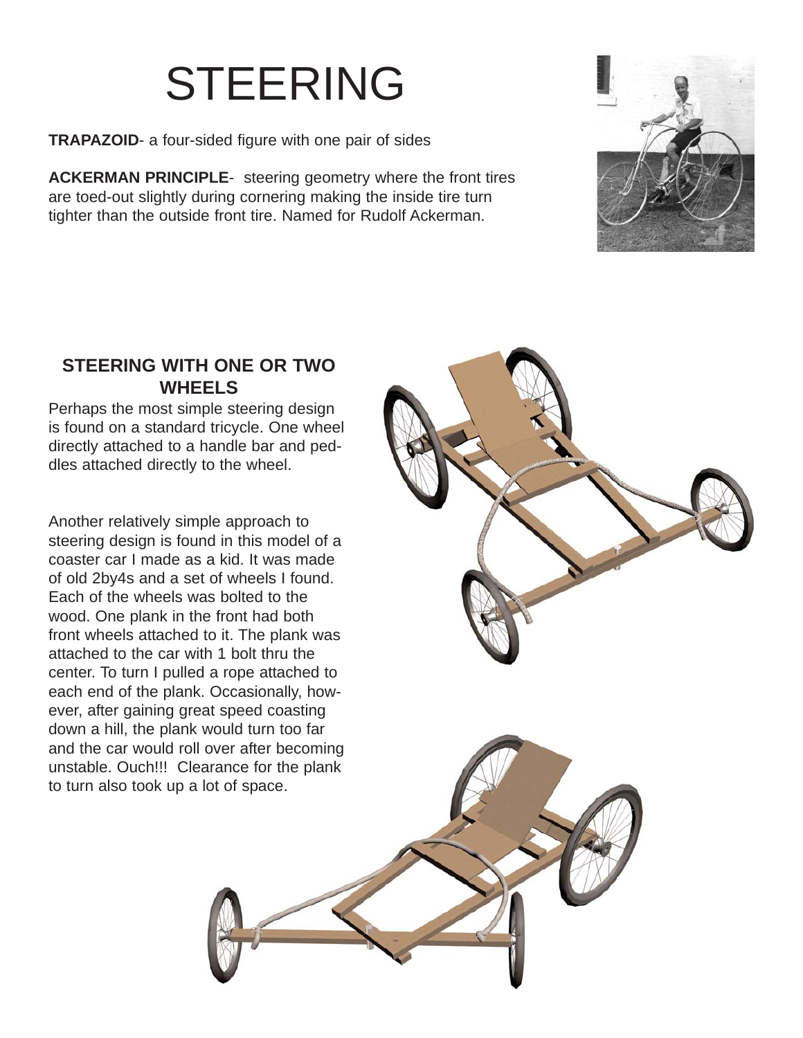# STEERING

**TRAPAZOID**- a four-sided figure with one pair of sides

**ACKERMAN PRINCIPLE**- steering geometry where the front tires are toed-out slightly during cornering making the inside tire turn tighter than the outside front tire. Named for Rudolf Ackerman.

## STEERING WITH ONE OR TWO WHEELS

Perhaps the most simple steering design is found on a standard tricycle. One wheel directly attached to a handle bar and peddles attached directly to the wheel.

Another relatively simple approach to steering design is found in this model of a coaster car I made as a kid. It was made of old 2by4s and a set of wheels I found. Each of the wheels was bolted to the wood. One plank in the front had both front wheels attached to it. The plank was attached to the car with 1 bolt thru the center. To turn I pulled a rope attached to each end of the plank. Occasionally, however, after gaining great speed coasting down a hill, the plank would turn too far and the car would roll over after becoming unstable. Ouch!!! Clearance for the plank to turn also took up a lot of space.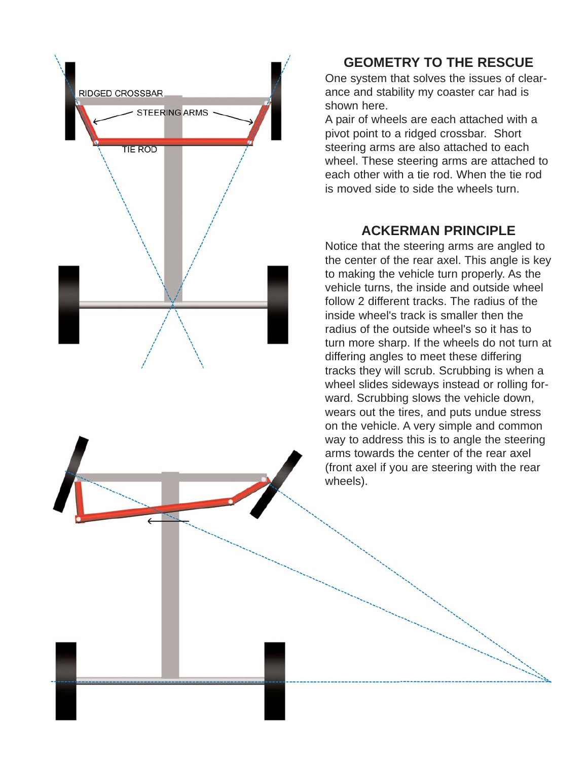## GEOMETRY TO THE RESCUE

One system that solves the issues of clearance and stability my coaster car had is shown here.

A pair of wheels are each attached with a pivot point to a ridged crossbar. Short steering arms are also attached to each wheel. These steering arms are attached to each other with a tie rod. When the tie rod is moved side to side the wheels turn.

## ACKERMAN PRINCIPLE

Notice that the steering arms are angled to the center of the rear axel. This angle is key to making the vehicle turn properly. As the vehicle turns, the inside and outside wheel follow 2 different tracks. The radius of the inside wheel's track is smaller then the radius of the outside wheel's so it has to turn more sharp. If the wheels do not turn at differing angles to meet these differing tracks they will scrub. Scrubbing is when a wheel slides sideways instead or rolling forward. Scrubbing slows the vehicle down, wears out the tires, and puts undue stress on the vehicle. A very simple and common way to address this is to angle the steering arms towards the center of the rear axel (front axel if you are steering with the rear wheels).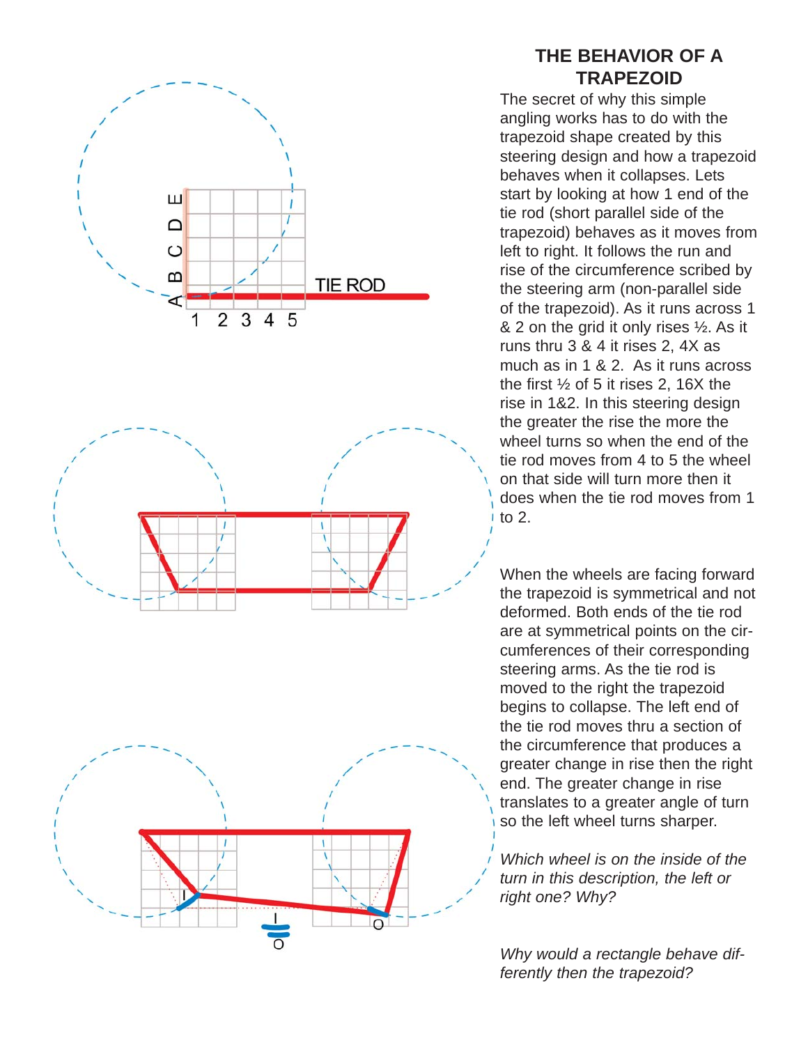## THE BEHAVIOR OF A TRAPEZOID

The secret of why this simple angling works has to do with the trapezoid shape created by this steering design and how a trapezoid behaves when it collapses. Lets start by looking at how 1 end of the tie rod (short parallel side of the trapezoid) behaves as it moves from left to right. It follows the run and rise of the circumference scribed by the steering arm (non-parallel side of the trapezoid). As it runs across 1 & 2 on the grid it only rises ½. As it runs thru 3 & 4 it rises 2, 4X as much as in 1 & 2. As it runs across the first ½ of 5 it rises 2, 16X the rise in 1&2. In this steering design the greater the rise the more the wheel turns so when the end of the tie rod moves from 4 to 5 the wheel on that side will turn more then it does when the tie rod moves from 1 to 2.

When the wheels are facing forward the trapezoid is symmetrical and not deformed. Both ends of the tie rod are at symmetrical points on the circumferences of their corresponding steering arms. As the tie rod is moved to the right the trapezoid begins to collapse. The left end of the tie rod moves thru a section of the circumference that produces a greater change in rise then the right end. The greater change in rise translates to a greater angle of turn so the left wheel turns sharper.

*Which wheel is on the inside of the turn in this description, the left or right one? Why?*

*Why would a rectangle behave differently then the trapezoid?*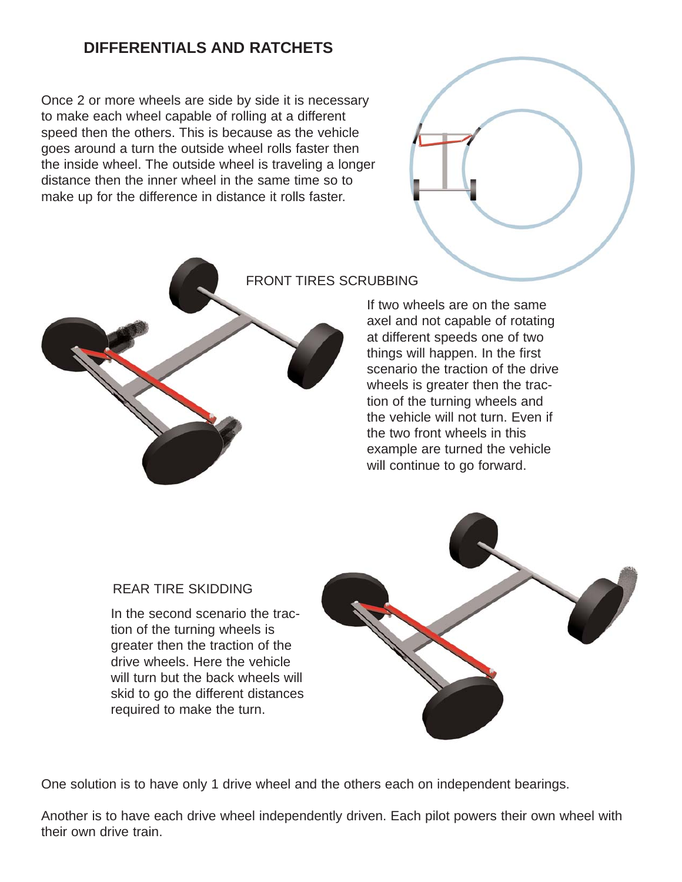## DIFFERENTIALS AND RATCHETS

Once 2 or more wheels are side by side it is necessary to make each wheel capable of rolling at a different speed then the others. This is because as the vehicle goes around a turn the outside wheel rolls faster then the inside wheel. The outside wheel is traveling a longer distance then the inner wheel in the same time so to make up for the difference in distance it rolls faster.

### FRONT TIRES SCRUBBING

If two wheels are on the same axel and not capable of rotating at different speeds one of two things will happen. In the first scenario the traction of the drive wheels is greater then the traction of the turning wheels and the vehicle will not turn. Even if the two front wheels in this example are turned the vehicle will continue to go forward.

### REAR TIRE SKIDDING

In the second scenario the traction of the turning wheels is greater then the traction of the drive wheels. Here the vehicle will turn but the back wheels will skid to go the different distances required to make the turn.

One solution is to have only 1 drive wheel and the others each on independent bearings.

Another is to have each drive wheel independently driven. Each pilot powers their own wheel with their own drive train.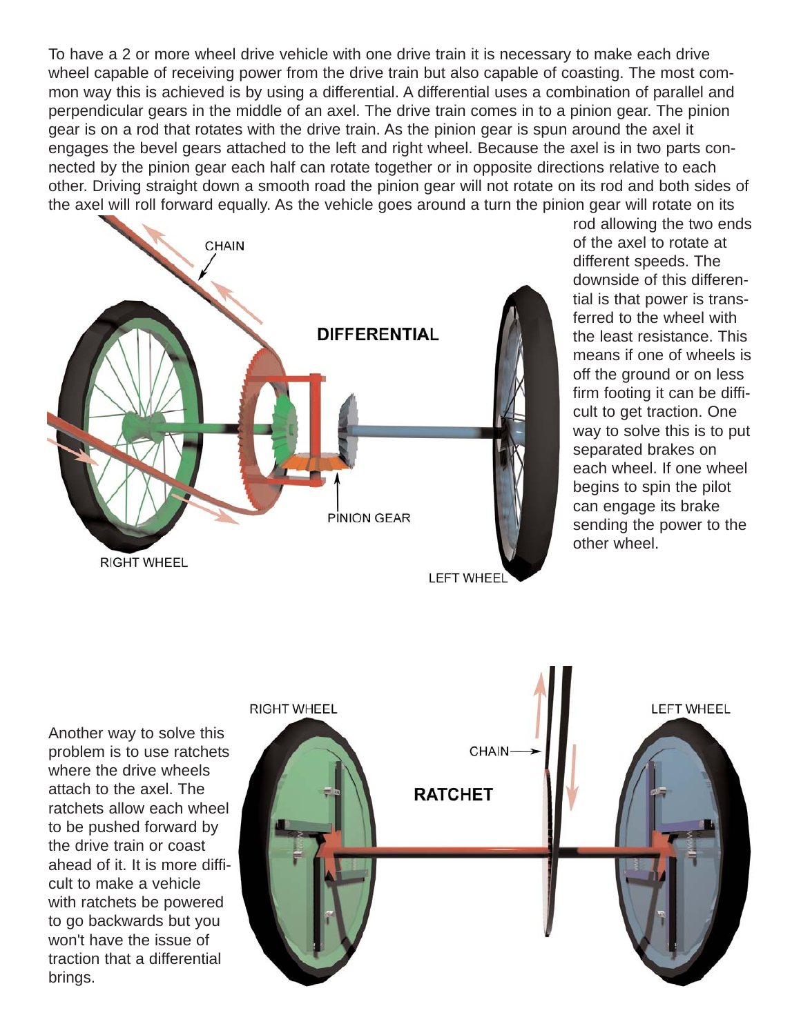To have a 2 or more wheel drive vehicle with one drive train it is necessary to make each drive wheel capable of receiving power from the drive train but also capable of coasting. The most common way this is achieved is by using a differential. A differential uses a combination of parallel and perpendicular gears in the middle of an axel. The drive train comes in to a pinion gear. The pinion gear is on a rod that rotates with the drive train. As the pinion gear is spun around the axel it engages the bevel gears attached to the left and right wheel. Because the axel is in two parts connected by the pinion gear each half can rotate together or in opposite directions relative to each other. Driving straight down a smooth road the pinion gear will not rotate on its rod and both sides of the axel will roll forward equally. As the vehicle goes around a turn the pinion gear will rotate on its rod allowing the two ends of the axel to rotate at different speeds. The downside of this differential is that power is transferred to the wheel with the least resistance. This means if one of wheels is off the ground or on less firm footing it can be difficult to get traction. One way to solve this is to put separated brakes on each wheel. If one wheel begins to spin the pilot can engage its brake sending the power to the other wheel.

CHAIN

DIFFERENTIAL

PINION GEAR

RIGHT WHEEL

LEFT WHEEL

Another way to solve this problem is to use ratchets where the drive wheels attach to the axel. The ratchets allow each wheel to be pushed forward by the drive train or coast ahead of it. It is more difficult to make a vehicle with ratchets be powered to go backwards but you won't have the issue of traction that a differential brings.

RIGHT WHEEL

LEFT WHEEL

CHAIN

RATCHET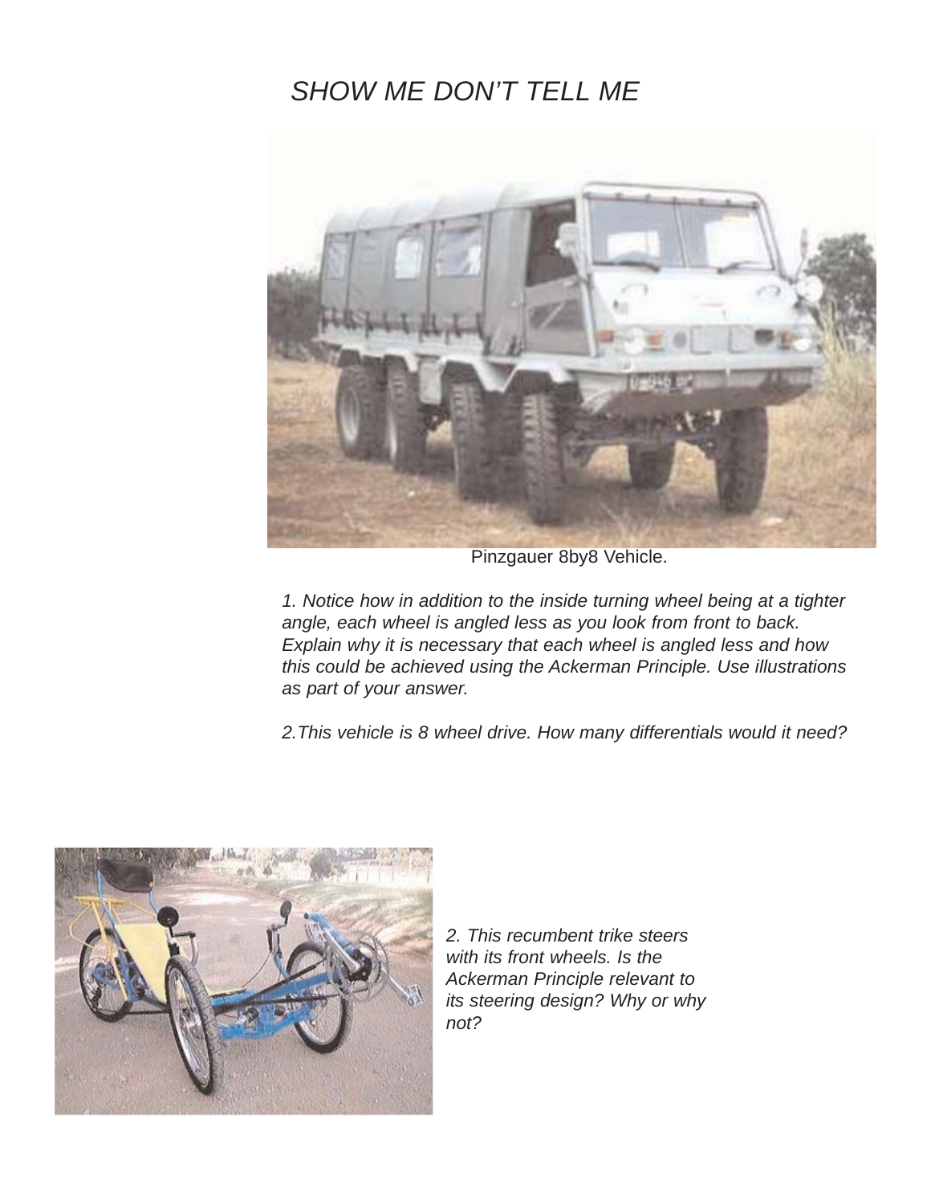# *SHOW ME DON'T TELL ME*

Pinzgauer 8by8 Vehicle.

*1. Notice how in addition to the inside turning wheel being at a tighter angle, each wheel is angled less as you look from front to back. Explain why it is necessary that each wheel is angled less and how this could be achieved using the Ackerman Principle. Use illustrations as part of your answer.*

*2.This vehicle is 8 wheel drive. How many differentials would it need?*

*2. This recumbent trike steers with its front wheels. Is the Ackerman Principle relevant to its steering design? Why or why not?*